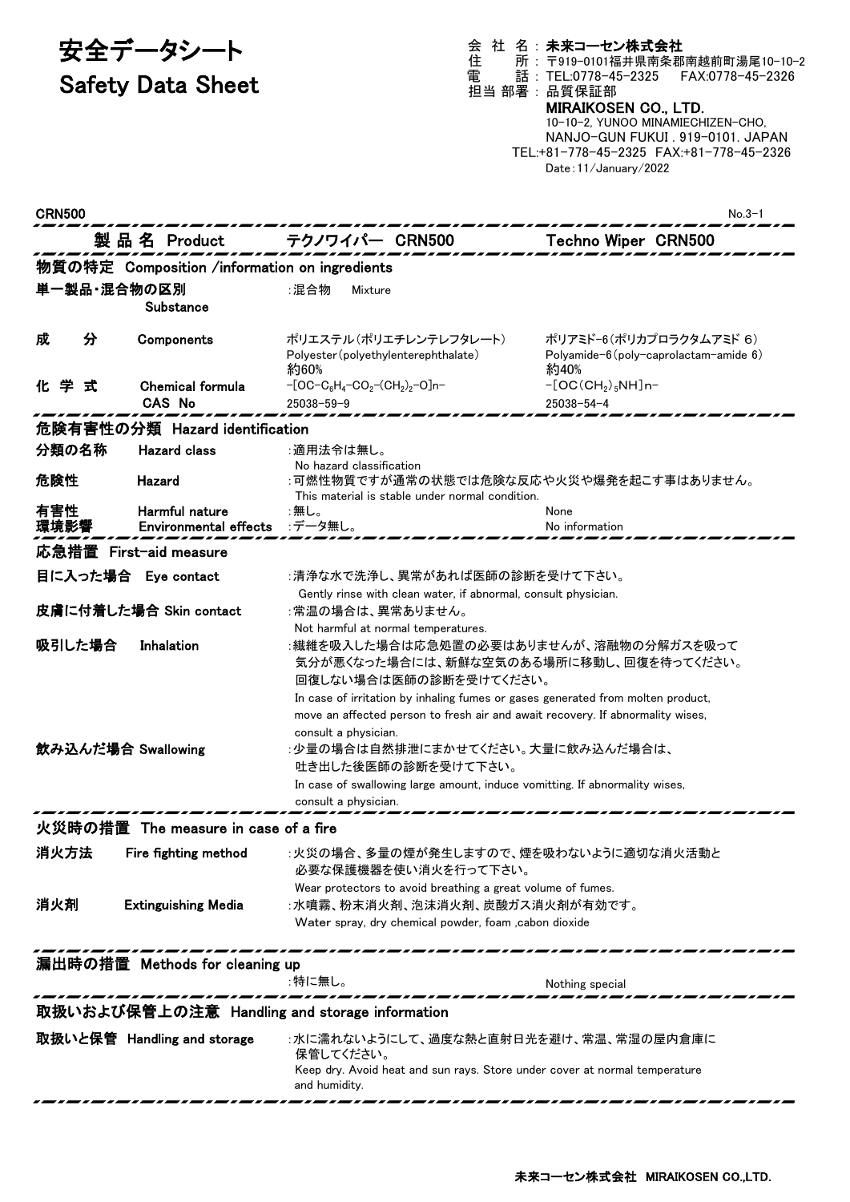# 安全データシート
# Safety Data Sheet

会社名：**未来コーセン株式会社**
住所：〒919-0101福井県南条郡南越前町湯尾10-10-2
電話：TEL:0778-45-2325　FAX:0778-45-2326
担当部署：品質保証部

**MIRAIKOSEN CO., LTD.**
10-10-2, YUNOO MINAMIECHIZEN-CHO,
NANJO-GUN FUKUI . 919-0101. JAPAN
TEL:+81-778-45-2325 FAX:+81-778-45-2326
Date：11/January/2022

CRN500　No.3-1

| 製品名 Product | | テクノワイパー CRN500 | Techno Wiper CRN500 |
|---|---|---|---|

## 物質の特定 Composition /information on ingredients

| | | | |
|---|---|---|---|
| 単一製品・混合物の区別 | Substance | :混合物　Mixture | |
| 成分 | Components | ポリエステル(ポリエチレンテレフタレート) Polyester(polyethyleneterephthalate) 約60% | ポリアミド-6(ポリカプロラクタムアミド 6) Polyamide-6(poly-caprolactam-amide 6) 約40% |
| 化学式 | Chemical formula | $-[OC-C_6H_4-CO_2-(CH_2)_2-O]n-$ | $-[OC(CH_2)_5NH]n-$ |
| | CAS No | 25038-59-9 | 25038-54-4 |

## 危険有害性の分類 Hazard identification

| | | |
|---|---|---|
| 分類の名称 | Hazard class | :適用法令は無し。 No hazard classification |
| 危険性 | Hazard | :可燃性物質ですが通常の状態では危険な反応や火災や爆発を起こす事はありません。 This material is stable under normal condition. |
| 有害性 | Harmful nature | :無し。 None |
| 環境影響 | Environmental effects | :データ無し。 No information |

## 応急措置 First-aid measure

**目に入った場合 Eye contact**
:清浄な水で洗浄し、異常があれば医師の診断を受けて下さい。
Gently rinse with clean water, if abnormal, consult physician.

**皮膚に付着した場合 Skin contact**
:常温の場合は、異常ありません。
Not harmful at normal temperatures.

**吸引した場合 Inhalation**
:繊維を吸入した場合は応急処置の必要はありませんが、溶融物の分解ガスを吸って気分が悪くなった場合には、新鮮な空気のある場所に移動し、回復を待ってください。回復しない場合は医師の診断を受けてください。
In case of irritation by inhaling fumes or gases generated from molten product, move an affected person to fresh air and await recovery. If abnormality wises, consult a physician.

**飲み込んだ場合 Swallowing**
:少量の場合は自然排泄にまかせてください。大量に飲み込んだ場合は、吐き出した後医師の診断を受けて下さい。
In case of swallowing large amount, induce vomitting. If abnormality wises, consult a physician.

## 火災時の措置 The measure in case of a fire

**消火方法 Fire fighting method**
:火災の場合、多量の煙が発生しますので、煙を吸わないように適切な消火活動と必要な保護機器を使い消火を行って下さい。
Wear protectors to avoid breathing a great volume of fumes.

**消火剤 Extinguishing Media**
:水噴霧、粉末消火剤、泡沫消火剤、炭酸ガス消火剤が有効です。
Water spray, dry chemical powder, foam ,cabon dioxide

## 漏出時の措置 Methods for cleaning up

:特に無し。　Nothing special

## 取扱いおよび保管上の注意 Handling and storage information

**取扱いと保管 Handling and storage**
:水に濡れないようにして、過度な熱と直射日光を避け、常温、常湿の屋内倉庫に保管してください。
Keep dry. Avoid heat and sun rays. Store under cover at normal temperature and humidity.

未来コーセン株式会社 MIRAIKOSEN CO.,LTD.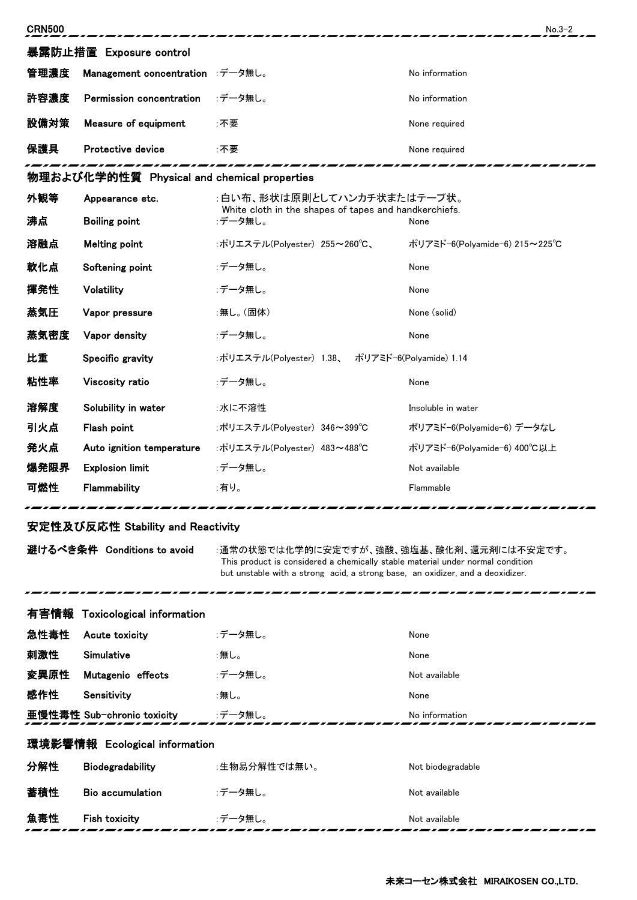## 暴露防止措置 Exposure control

| | | | |
|---|---|---|---|
| 管理濃度 | Management concentration | :データ無し。 | No information |
| 許容濃度 | Permission concentration | :データ無し。 | No information |
| 設備対策 | Measure of equipment | :不要 | None required |
| 保護具 | Protective device | :不要 | None required |

## 物理および化学的性質 Physical and chemical properties

| | | | |
|---|---|---|---|
| 外観等 | Appearance etc. | :白い布、形状は原則としてハンカチ状またはテープ状。 White cloth in the shapes of tapes and handkerchiefs. | |
| 沸点 | Boiling point | :データ無し。 | None |
| 溶融点 | Melting point | :ポリエステル(Polyester) 255～260℃、 | ポリアミド-6(Polyamide-6) 215～225℃ |
| 軟化点 | Softening point | :データ無し。 | None |
| 揮発性 | Volatility | :データ無し。 | None |
| 蒸気圧 | Vapor pressure | :無し。(固体) | None (solid) |
| 蒸気密度 | Vapor density | :データ無し。 | None |
| 比重 | Specific gravity | :ポリエステル(Polyester) 1.38、 ポリアミド-6(Polyamide) 1.14 | |
| 粘性率 | Viscosity ratio | :データ無し。 | None |
| 溶解度 | Solubility in water | :水に不溶性 | Insoluble in water |
| 引火点 | Flash point | :ポリエステル(Polyester) 346～399℃ | ポリアミド-6(Polyamide-6) データなし |
| 発火点 | Auto ignition temperature | :ポリエステル(Polyester) 483～488℃ | ポリアミド-6(Polyamide-6) 400℃以上 |
| 爆発限界 | Explosion limit | :データ無し。 | Not available |
| 可燃性 | Flammability | :有り。 | Flammable |

## 安定性及び反応性 Stability and Reactivity

**避けるべき条件 Conditions to avoid** :通常の状態では化学的に安定ですが、強酸、強塩基、酸化剤、還元剤には不安定です。
This product is considered a chemically stable material under normal condition but unstable with a strong acid, a strong base, an oxidizer, and a deoxidizer.

## 有害情報 Toxicological information

| | | | |
|---|---|---|---|
| 急性毒性 | Acute toxicity | :データ無し。 | None |
| 刺激性 | Simulative | :無し。 | None |
| 変異原性 | Mutagenic effects | :データ無し。 | Not available |
| 感作性 | Sensitivity | :無し。 | None |
| 亜慢性毒性 | Sub-chronic toxicity | :データ無し。 | No information |

## 環境影響情報 Ecological information

| | | | |
|---|---|---|---|
| 分解性 | Biodegradability | :生物易分解性では無い。 | Not biodegradable |
| 蓄積性 | Bio accumulation | :データ無し。 | Not available |
| 魚毒性 | Fish toxicity | :データ無し。 | Not available |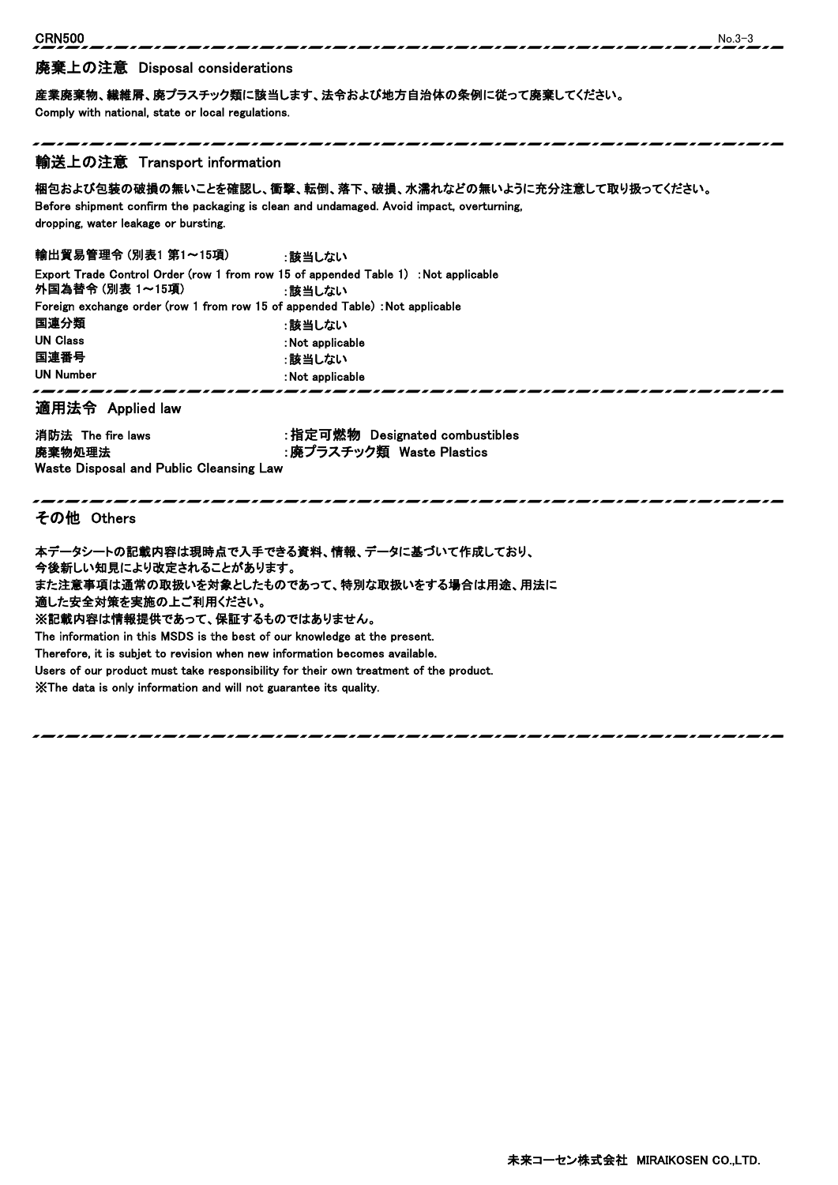## 廃棄上の注意 Disposal considerations

**産業廃棄物、繊維屑、廃プラスチック類に該当します、法令および地方自治体の条例に従って廃棄してください。**

Comply with national, state or local regulations.

## 輸送上の注意 Transport information

**梱包および包装の破損の無いことを確認し、衝撃、転倒、落下、破損、水濡れなどの無いように充分注意して取り扱ってください。**

Before shipment confirm the packaging is clean and undamaged. Avoid impact, overturning, dropping, water leakage or bursting.

輸出貿易管理令（別表1 第1～15項） :該当しない

Export Trade Control Order (row 1 from row 15 of appended Table 1) :Not applicable

外国為替令（別表 1～15項） :該当しない

Foreign exchange order (row 1 from row 15 of appended Table) :Not applicable

| | |
|---|---|
| 国連分類 | :該当しない |
| UN Class | :Not applicable |
| 国連番号 | :該当しない |
| UN Number | :Not applicable |

## 適用法令 Applied law

| | |
|---|---|
| 消防法 The fire laws | :指定可燃物 Designated combustibles |
| 廃棄物処理法 Waste Disposal and Public Cleansing Law | :廃プラスチック類 Waste Plastics |

## その他 Others

**本データシートの記載内容は現時点で入手できる資料、情報、データに基づいて作成しており、今後新しい知見により改定されることがあります。**
**また注意事項は通常の取扱いを対象としたものであって、特別な取扱いをする場合は用途、用法に適した安全対策を実施の上ご利用ください。**
**※記載内容は情報提供であって、保証するものではありません。**

The information in this MSDS is the best of our knowledge at the present.
Therefore, it is subjet to revision when new information becomes available.
Users of our product must take responsibility for their own treatment of the product.
※The data is only information and will not guarantee its quality.

**未来コーセン株式会社 MIRAIKOSEN CO.,LTD.**